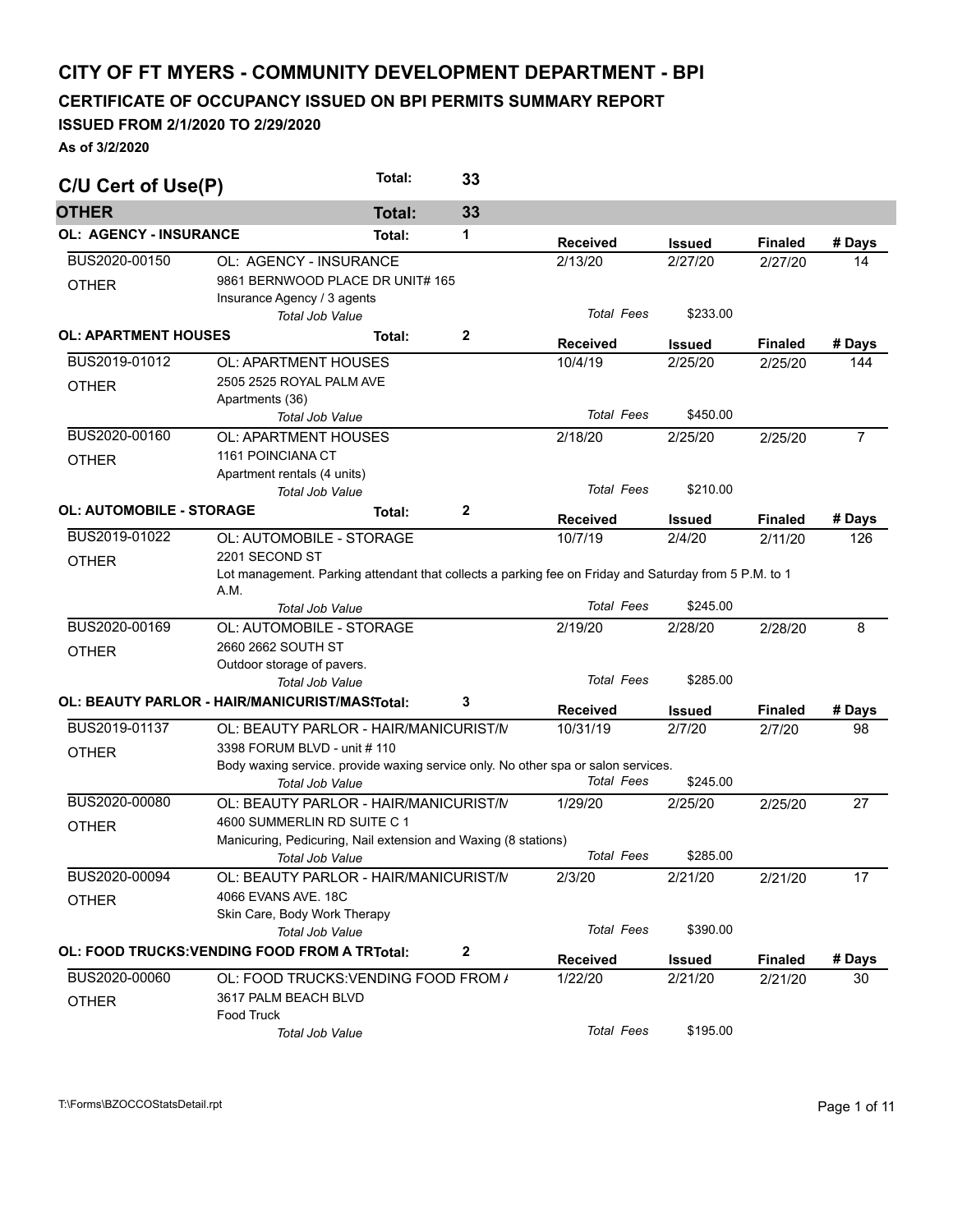# CITY OF FT MYERS - COMMUNITY DEVELOPMENT DEPARTMENT - BPI

## CERTIFICATE OF OCCUPANCY ISSUED ON BPI PERMITS SUMMARY REPORT

### ISSUED FROM 2/1/2020 TO 2/29/2020

**As of 3/2/2020**

## C/U Cert of Use(P) — Total: 33

### OTHER — Total: 33

#### OL: AGENCY - INSURANCE — Total: 1

| Permit | Description | Received | Issued | Finaled | # Days |
|---|---|---|---|---|---|
| BUS2020-00150 | OL: AGENCY - INSURANCE | 2/13/20 | 2/27/20 | 2/27/20 | 14 |
| OTHER | 9861 BERNWOOD PLACE DR UNIT# 165 | | | | |
| | Insurance Agency / 3 agents | | | | |
| | *Total Job Value* | *Total Fees* | $233.00 | | |

#### OL: APARTMENT HOUSES — Total: 2

| Permit | Description | Received | Issued | Finaled | # Days |
|---|---|---|---|---|---|
| BUS2019-01012 | OL: APARTMENT HOUSES | 10/4/19 | 2/25/20 | 2/25/20 | 144 |
| OTHER | 2505 2525 ROYAL PALM AVE | | | | |
| | Apartments (36) | | | | |
| | *Total Job Value* | *Total Fees* | $450.00 | | |
| BUS2020-00160 | OL: APARTMENT HOUSES | 2/18/20 | 2/25/20 | 2/25/20 | 7 |
| OTHER | 1161 POINCIANA CT | | | | |
| | Apartment rentals (4 units) | | | | |
| | *Total Job Value* | *Total Fees* | $210.00 | | |

#### OL: AUTOMOBILE - STORAGE — Total: 2

| Permit | Description | Received | Issued | Finaled | # Days |
|---|---|---|---|---|---|
| BUS2019-01022 | OL: AUTOMOBILE - STORAGE | 10/7/19 | 2/4/20 | 2/11/20 | 126 |
| OTHER | 2201 SECOND ST | | | | |
| | Lot management. Parking attendant that collects a parking fee on Friday and Saturday from 5 P.M. to 1 A.M. | | | | |
| | *Total Job Value* | *Total Fees* | $245.00 | | |
| BUS2020-00169 | OL: AUTOMOBILE - STORAGE | 2/19/20 | 2/28/20 | 2/28/20 | 8 |
| OTHER | 2660 2662 SOUTH ST | | | | |
| | Outdoor storage of pavers. | | | | |
| | *Total Job Value* | *Total Fees* | $285.00 | | |

#### OL: BEAUTY PARLOR - HAIR/MANICURIST/MAS — Total: 3

| Permit | Description | Received | Issued | Finaled | # Days |
|---|---|---|---|---|---|
| BUS2019-01137 | OL: BEAUTY PARLOR - HAIR/MANICURIST/M | 10/31/19 | 2/7/20 | 2/7/20 | 98 |
| OTHER | 3398 FORUM BLVD - unit # 110 | | | | |
| | Body waxing service. provide waxing service only. No other spa or salon services. | | | | |
| | *Total Job Value* | *Total Fees* | $245.00 | | |
| BUS2020-00080 | OL: BEAUTY PARLOR - HAIR/MANICURIST/M | 1/29/20 | 2/25/20 | 2/25/20 | 27 |
| OTHER | 4600 SUMMERLIN RD SUITE C 1 | | | | |
| | Manicuring, Pedicuring, Nail extension and Waxing (8 stations) | | | | |
| | *Total Job Value* | *Total Fees* | $285.00 | | |
| BUS2020-00094 | OL: BEAUTY PARLOR - HAIR/MANICURIST/M | 2/3/20 | 2/21/20 | 2/21/20 | 17 |
| OTHER | 4066 EVANS AVE. 18C | | | | |
| | Skin Care, Body Work Therapy | | | | |
| | *Total Job Value* | *Total Fees* | $390.00 | | |

#### OL: FOOD TRUCKS:VENDING FOOD FROM A TR — Total: 2

| Permit | Description | Received | Issued | Finaled | # Days |
|---|---|---|---|---|---|
| BUS2020-00060 | OL: FOOD TRUCKS:VENDING FOOD FROM A | 1/22/20 | 2/21/20 | 2/21/20 | 30 |
| OTHER | 3617 PALM BEACH BLVD | | | | |
| | Food Truck | | | | |
| | *Total Job Value* | *Total Fees* | $195.00 | | |

T:\Forms\BZOCCOStatsDetail.rpt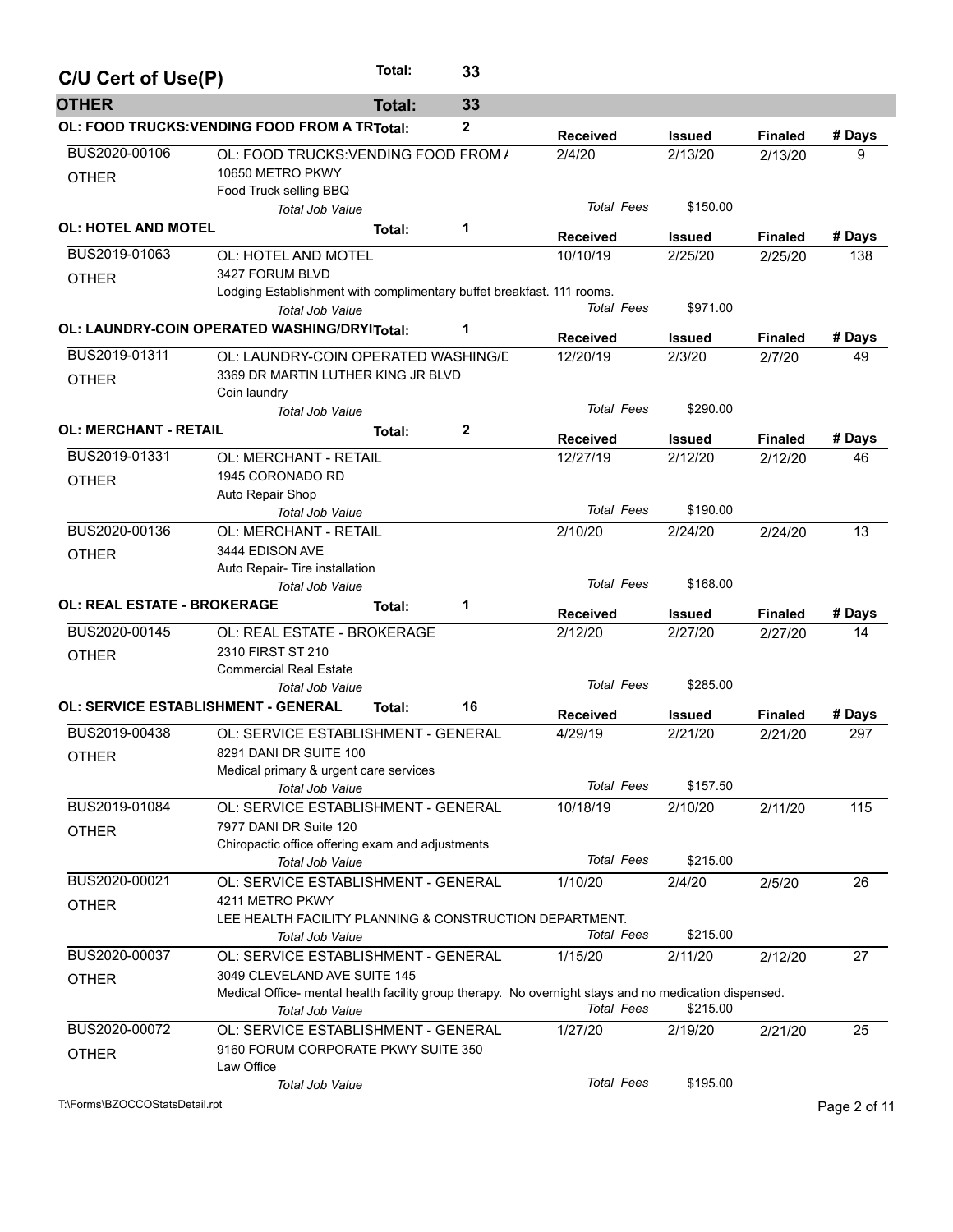## C/U Cert of Use(P) — Total: 33

### OTHER — Total: 33

#### OL: FOOD TRUCKS:VENDING FOOD FROM A TR — Total: 2

| Permit | Description | Received | Issued | Finaled | # Days |
|---|---|---|---|---|---|
| BUS2020-00106 | OL: FOOD TRUCKS:VENDING FOOD FROM / | 2/4/20 | 2/13/20 | 2/13/20 | 9 |
| OTHER | 10650 METRO PKWY<br>Food Truck selling BBQ | | | | |
| | *Total Job Value* | *Total Fees* | $150.00 | | |

#### OL: HOTEL AND MOTEL — Total: 1

| Permit | Description | Received | Issued | Finaled | # Days |
|---|---|---|---|---|---|
| BUS2019-01063 | OL: HOTEL AND MOTEL | 10/10/19 | 2/25/20 | 2/25/20 | 138 |
| OTHER | 3427 FORUM BLVD<br>Lodging Establishment with complimentary buffet breakfast. 111 rooms. | | | | |
| | *Total Job Value* | *Total Fees* | $971.00 | | |

#### OL: LAUNDRY-COIN OPERATED WASHING/DRYI — Total: 1

| Permit | Description | Received | Issued | Finaled | # Days |
|---|---|---|---|---|---|
| BUS2019-01311 | OL: LAUNDRY-COIN OPERATED WASHING/D | 12/20/19 | 2/3/20 | 2/7/20 | 49 |
| OTHER | 3369 DR MARTIN LUTHER KING JR BLVD<br>Coin laundry | | | | |
| | *Total Job Value* | *Total Fees* | $290.00 | | |

#### OL: MERCHANT - RETAIL — Total: 2

| Permit | Description | Received | Issued | Finaled | # Days |
|---|---|---|---|---|---|
| BUS2019-01331 | OL: MERCHANT - RETAIL | 12/27/19 | 2/12/20 | 2/12/20 | 46 |
| OTHER | 1945 CORONADO RD<br>Auto Repair Shop | | | | |
| | *Total Job Value* | *Total Fees* | $190.00 | | |
| BUS2020-00136 | OL: MERCHANT - RETAIL | 2/10/20 | 2/24/20 | 2/24/20 | 13 |
| OTHER | 3444 EDISON AVE<br>Auto Repair- Tire installation | | | | |
| | *Total Job Value* | *Total Fees* | $168.00 | | |

#### OL: REAL ESTATE - BROKERAGE — Total: 1

| Permit | Description | Received | Issued | Finaled | # Days |
|---|---|---|---|---|---|
| BUS2020-00145 | OL: REAL ESTATE - BROKERAGE | 2/12/20 | 2/27/20 | 2/27/20 | 14 |
| OTHER | 2310 FIRST ST 210<br>Commercial Real Estate | | | | |
| | *Total Job Value* | *Total Fees* | $285.00 | | |

#### OL: SERVICE ESTABLISHMENT - GENERAL — Total: 16

| Permit | Description | Received | Issued | Finaled | # Days |
|---|---|---|---|---|---|
| BUS2019-00438 | OL: SERVICE ESTABLISHMENT - GENERAL | 4/29/19 | 2/21/20 | 2/21/20 | 297 |
| OTHER | 8291 DANI DR SUITE 100<br>Medical primary & urgent care services | | | | |
| | *Total Job Value* | *Total Fees* | $157.50 | | |
| BUS2019-01084 | OL: SERVICE ESTABLISHMENT - GENERAL | 10/18/19 | 2/10/20 | 2/11/20 | 115 |
| OTHER | 7977 DANI DR Suite 120<br>Chiropactic office offering exam and adjustments | | | | |
| | *Total Job Value* | *Total Fees* | $215.00 | | |
| BUS2020-00021 | OL: SERVICE ESTABLISHMENT - GENERAL | 1/10/20 | 2/4/20 | 2/5/20 | 26 |
| OTHER | 4211 METRO PKWY<br>LEE HEALTH FACILITY PLANNING & CONSTRUCTION DEPARTMENT. | | | | |
| | *Total Job Value* | *Total Fees* | $215.00 | | |
| BUS2020-00037 | OL: SERVICE ESTABLISHMENT - GENERAL | 1/15/20 | 2/11/20 | 2/12/20 | 27 |
| OTHER | 3049 CLEVELAND AVE SUITE 145<br>Medical Office- mental health facility group therapy. No overnight stays and no medication dispensed. | | | | |
| | *Total Job Value* | *Total Fees* | $215.00 | | |
| BUS2020-00072 | OL: SERVICE ESTABLISHMENT - GENERAL | 1/27/20 | 2/19/20 | 2/21/20 | 25 |
| OTHER | 9160 FORUM CORPORATE PKWY SUITE 350<br>Law Office | | | | |
| | *Total Job Value* | *Total Fees* | $195.00 | | |

T:\Forms\BZOCCOStatsDetail.rpt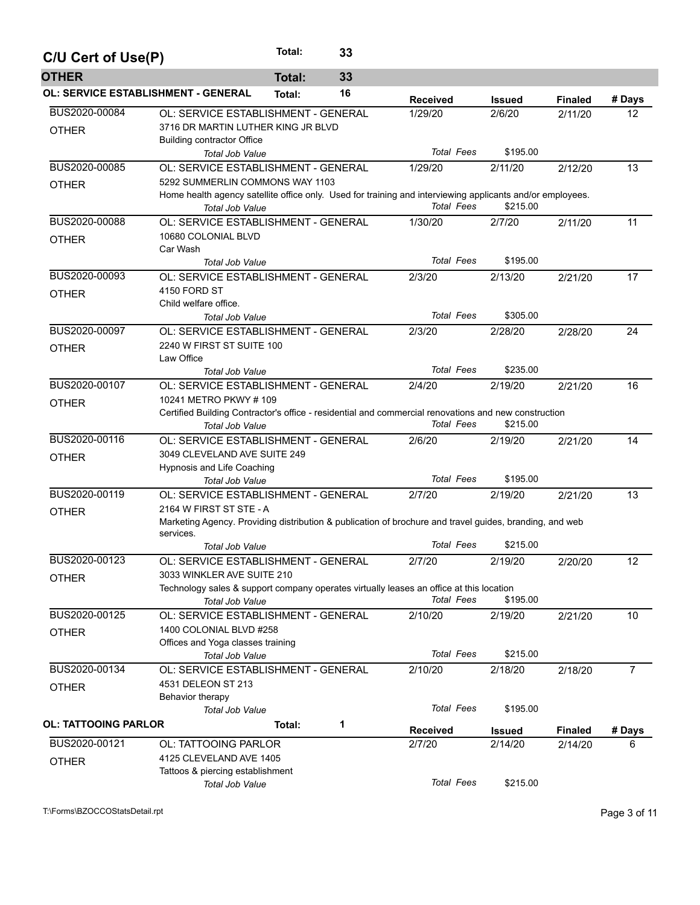## C/U Cert of Use(P) — Total: 33

### OTHER — Total: 33

#### OL: SERVICE ESTABLISHMENT - GENERAL — Total: 16

| Permit | Type / Address / Description | Received | Issued | Finaled | # Days |
|---|---|---|---|---|---|
| BUS2020-00084<br>OTHER | OL: SERVICE ESTABLISHMENT - GENERAL<br>3716 DR MARTIN LUTHER KING JR BLVD<br>Building contractor Office<br>*Total Job Value* | 1/29/20<br>*Total Fees* | 2/6/20<br>$195.00 | 2/11/20 | 12 |
| BUS2020-00085<br>OTHER | OL: SERVICE ESTABLISHMENT - GENERAL<br>5292 SUMMERLIN COMMONS WAY 1103<br>Home health agency satellite office only. Used for training and interviewing applicants and/or employees.<br>*Total Job Value* | 1/29/20<br>*Total Fees* | 2/11/20<br>$215.00 | 2/12/20 | 13 |
| BUS2020-00088<br>OTHER | OL: SERVICE ESTABLISHMENT - GENERAL<br>10680 COLONIAL BLVD<br>Car Wash<br>*Total Job Value* | 1/30/20<br>*Total Fees* | 2/7/20<br>$195.00 | 2/11/20 | 11 |
| BUS2020-00093<br>OTHER | OL: SERVICE ESTABLISHMENT - GENERAL<br>4150 FORD ST<br>Child welfare office.<br>*Total Job Value* | 2/3/20<br>*Total Fees* | 2/13/20<br>$305.00 | 2/21/20 | 17 |
| BUS2020-00097<br>OTHER | OL: SERVICE ESTABLISHMENT - GENERAL<br>2240 W FIRST ST SUITE 100<br>Law Office<br>*Total Job Value* | 2/3/20<br>*Total Fees* | 2/28/20<br>$235.00 | 2/28/20 | 24 |
| BUS2020-00107<br>OTHER | OL: SERVICE ESTABLISHMENT - GENERAL<br>10241 METRO PKWY # 109<br>Certified Building Contractor's office - residential and commercial renovations and new construction<br>*Total Job Value* | 2/4/20<br>*Total Fees* | 2/19/20<br>$215.00 | 2/21/20 | 16 |
| BUS2020-00116<br>OTHER | OL: SERVICE ESTABLISHMENT - GENERAL<br>3049 CLEVELAND AVE SUITE 249<br>Hypnosis and Life Coaching<br>*Total Job Value* | 2/6/20<br>*Total Fees* | 2/19/20<br>$195.00 | 2/21/20 | 14 |
| BUS2020-00119<br>OTHER | OL: SERVICE ESTABLISHMENT - GENERAL<br>2164 W FIRST ST STE - A<br>Marketing Agency. Providing distribution & publication of brochure and travel guides, branding, and web services.<br>*Total Job Value* | 2/7/20<br>*Total Fees* | 2/19/20<br>$215.00 | 2/21/20 | 13 |
| BUS2020-00123<br>OTHER | OL: SERVICE ESTABLISHMENT - GENERAL<br>3033 WINKLER AVE SUITE 210<br>Technology sales & support company operates virtually leases an office at this location<br>*Total Job Value* | 2/7/20<br>*Total Fees* | 2/19/20<br>$195.00 | 2/20/20 | 12 |
| BUS2020-00125<br>OTHER | OL: SERVICE ESTABLISHMENT - GENERAL<br>1400 COLONIAL BLVD #258<br>Offices and Yoga classes training<br>*Total Job Value* | 2/10/20<br>*Total Fees* | 2/19/20<br>$215.00 | 2/21/20 | 10 |
| BUS2020-00134<br>OTHER | OL: SERVICE ESTABLISHMENT - GENERAL<br>4531 DELEON ST 213<br>Behavior therapy<br>*Total Job Value* | 2/10/20<br>*Total Fees* | 2/18/20<br>$195.00 | 2/18/20 | 7 |

#### OL: TATTOOING PARLOR — Total: 1

| Permit | Type / Address / Description | Received | Issued | Finaled | # Days |
|---|---|---|---|---|---|
| BUS2020-00121<br>OTHER | OL: TATTOOING PARLOR<br>4125 CLEVELAND AVE 1405<br>Tattoos & piercing establishment<br>*Total Job Value* | 2/7/20<br>*Total Fees* | 2/14/20<br>$215.00 | 2/14/20 | 6 |

T:\Forms\BZOCCOStatsDetail.rpt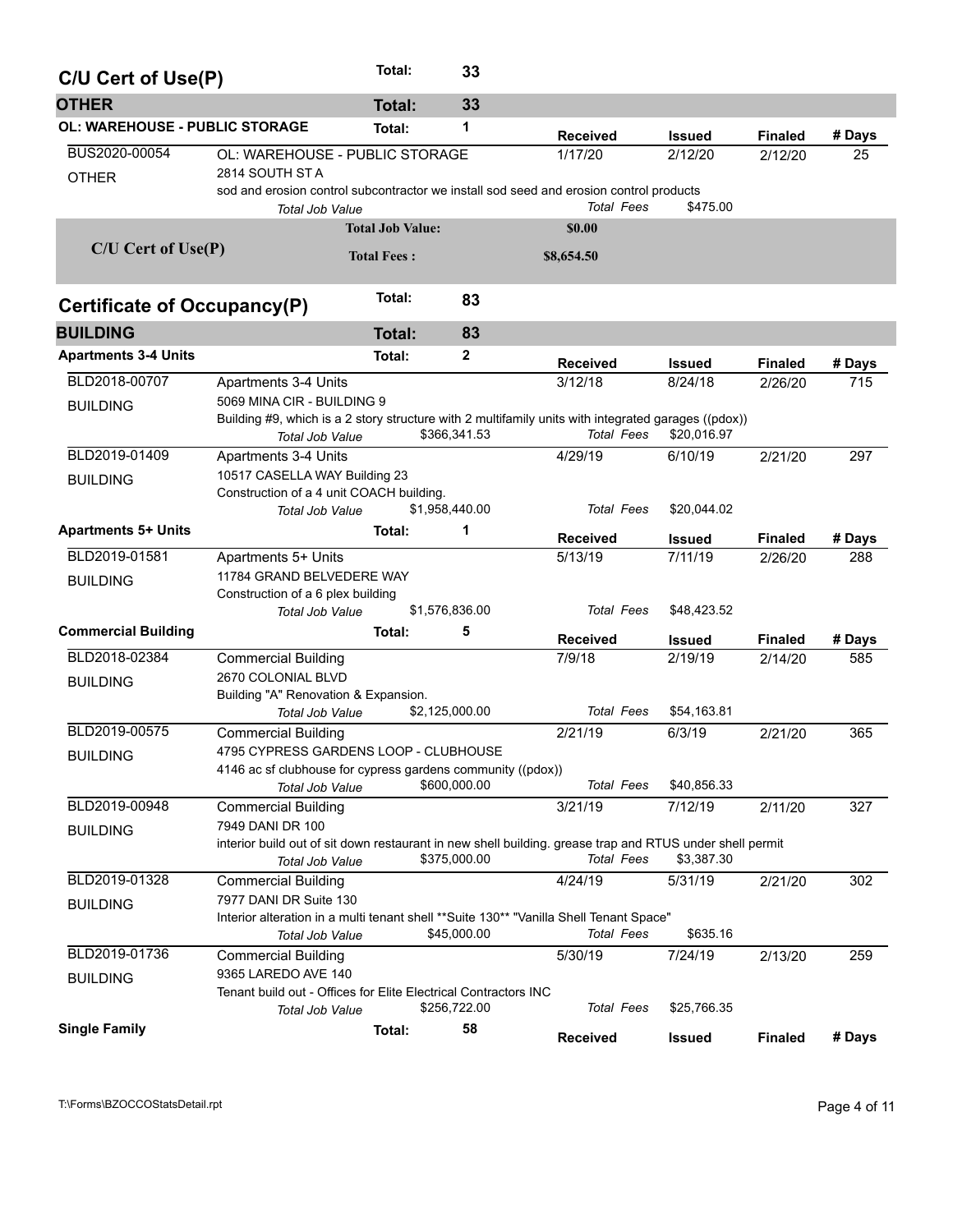## C/U Cert of Use(P) — Total: 33

### OTHER — Total: 33

#### OL: WAREHOUSE - PUBLIC STORAGE — Total: 1

| Permit | Description | Received | Issued | Finaled | # Days |
|---|---|---|---|---|---|
| BUS2020-00054 | OL: WAREHOUSE - PUBLIC STORAGE | 1/17/20 | 2/12/20 | 2/12/20 | 25 |
| OTHER | 2814 SOUTH ST A | | | | |
| | sod and erosion control subcontractor we install sod seed and erosion control products | | | | |
| | *Total Job Value* | *Total Fees* | $475.00 | | |

| C/U Cert of Use(P) | | |
|---|---|---|
| | **Total Job Value:** | **$0.00** |
| | **Total Fees :** | **$8,654.50** |

## Certificate of Occupancy(P) — Total: 83

### BUILDING — Total: 83

#### Apartments 3-4 Units — Total: 2

| Permit | Description | Received | Issued | Finaled | # Days |
|---|---|---|---|---|---|
| BLD2018-00707 | Apartments 3-4 Units | 3/12/18 | 8/24/18 | 2/26/20 | 715 |
| BUILDING | 5069 MINA CIR - BUILDING 9 | | | | |
| | Building #9, which is a 2 story structure with 2 multifamily units with integrated garages ((pdox)) | | | | |
| | *Total Job Value* $366,341.53 | *Total Fees* | $20,016.97 | | |
| BLD2019-01409 | Apartments 3-4 Units | 4/29/19 | 6/10/19 | 2/21/20 | 297 |
| BUILDING | 10517 CASELLA WAY Building 23 | | | | |
| | Construction of a 4 unit COACH building. | | | | |
| | *Total Job Value* $1,958,440.00 | *Total Fees* | $20,044.02 | | |

#### Apartments 5+ Units — Total: 1

| Permit | Description | Received | Issued | Finaled | # Days |
|---|---|---|---|---|---|
| BLD2019-01581 | Apartments 5+ Units | 5/13/19 | 7/11/19 | 2/26/20 | 288 |
| BUILDING | 11784 GRAND BELVEDERE WAY | | | | |
| | Construction of a 6 plex building | | | | |
| | *Total Job Value* $1,576,836.00 | *Total Fees* | $48,423.52 | | |

#### Commercial Building — Total: 5

| Permit | Description | Received | Issued | Finaled | # Days |
|---|---|---|---|---|---|
| BLD2018-02384 | Commercial Building | 7/9/18 | 2/19/19 | 2/14/20 | 585 |
| BUILDING | 2670 COLONIAL BLVD | | | | |
| | Building "A" Renovation & Expansion. | | | | |
| | *Total Job Value* $2,125,000.00 | *Total Fees* | $54,163.81 | | |
| BLD2019-00575 | Commercial Building | 2/21/19 | 6/3/19 | 2/21/20 | 365 |
| BUILDING | 4795 CYPRESS GARDENS LOOP - CLUBHOUSE | | | | |
| | 4146 ac sf clubhouse for cypress gardens community ((pdox)) | | | | |
| | *Total Job Value* $600,000.00 | *Total Fees* | $40,856.33 | | |
| BLD2019-00948 | Commercial Building | 3/21/19 | 7/12/19 | 2/11/20 | 327 |
| BUILDING | 7949 DANI DR 100 | | | | |
| | interior build out of sit down restaurant in new shell building. grease trap and RTUS under shell permit | | | | |
| | *Total Job Value* $375,000.00 | *Total Fees* | $3,387.30 | | |
| BLD2019-01328 | Commercial Building | 4/24/19 | 5/31/19 | 2/21/20 | 302 |
| BUILDING | 7977 DANI DR Suite 130 | | | | |
| | Interior alteration in a multi tenant shell **Suite 130** "Vanilla Shell Tenant Space" | | | | |
| | *Total Job Value* $45,000.00 | *Total Fees* | $635.16 | | |
| BLD2019-01736 | Commercial Building | 5/30/19 | 7/24/19 | 2/13/20 | 259 |
| BUILDING | 9365 LAREDO AVE 140 | | | | |
| | Tenant build out - Offices for Elite Electrical Contractors INC | | | | |
| | *Total Job Value* $256,722.00 | *Total Fees* | $25,766.35 | | |

#### Single Family — Total: 58

| Permit | Description | Received | Issued | Finaled | # Days |
|---|---|---|---|---|---|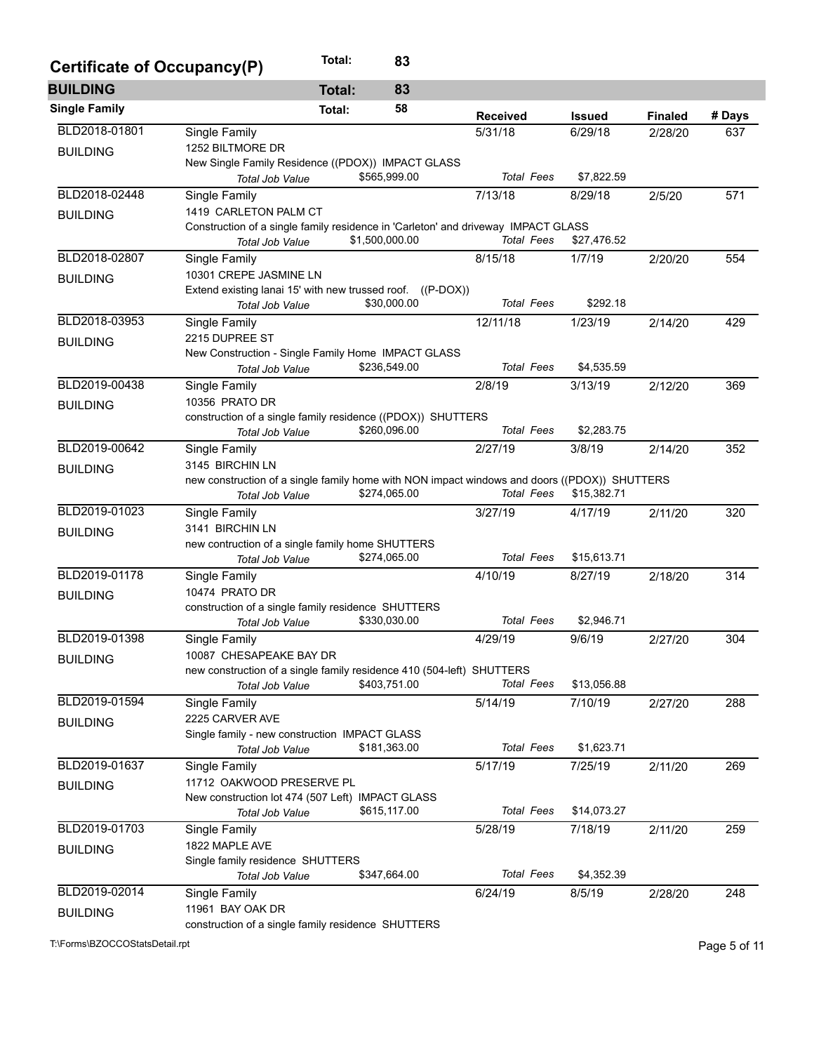## Certificate of Occupancy(P) Total: 83

### BUILDING Total: 83

#### Single Family Total: 58

| Permit | Type / Address / Description | Received | Issued | Finaled | # Days |
|---|---|---|---|---|---|
| BLD2018-01801 BUILDING | Single Family<br>1252 BILTMORE DR<br>New Single Family Residence ((PDOX)) IMPACT GLASS<br>*Total Job Value* $565,999.00 — *Total Fees* $7,822.59 | 5/31/18 | 6/29/18 | 2/28/20 | 637 |
| BLD2018-02448 BUILDING | Single Family<br>1419 CARLETON PALM CT<br>Construction of a single family residence in 'Carleton' and driveway IMPACT GLASS<br>*Total Job Value* $1,500,000.00 — *Total Fees* $27,476.52 | 7/13/18 | 8/29/18 | 2/5/20 | 571 |
| BLD2018-02807 BUILDING | Single Family<br>10301 CREPE JASMINE LN<br>Extend existing lanai 15' with new trussed roof. ((P-DOX))<br>*Total Job Value* $30,000.00 — *Total Fees* $292.18 | 8/15/18 | 1/7/19 | 2/20/20 | 554 |
| BLD2018-03953 BUILDING | Single Family<br>2215 DUPREE ST<br>New Construction - Single Family Home IMPACT GLASS<br>*Total Job Value* $236,549.00 — *Total Fees* $4,535.59 | 12/11/18 | 1/23/19 | 2/14/20 | 429 |
| BLD2019-00438 BUILDING | Single Family<br>10356 PRATO DR<br>construction of a single family residence ((PDOX)) SHUTTERS<br>*Total Job Value* $260,096.00 — *Total Fees* $2,283.75 | 2/8/19 | 3/13/19 | 2/12/20 | 369 |
| BLD2019-00642 BUILDING | Single Family<br>3145 BIRCHIN LN<br>new construction of a single family home with NON impact windows and doors ((PDOX)) SHUTTERS<br>*Total Job Value* $274,065.00 — *Total Fees* $15,382.71 | 2/27/19 | 3/8/19 | 2/14/20 | 352 |
| BLD2019-01023 BUILDING | Single Family<br>3141 BIRCHIN LN<br>new contruction of a single family home SHUTTERS<br>*Total Job Value* $274,065.00 — *Total Fees* $15,613.71 | 3/27/19 | 4/17/19 | 2/11/20 | 320 |
| BLD2019-01178 BUILDING | Single Family<br>10474 PRATO DR<br>construction of a single family residence SHUTTERS<br>*Total Job Value* $330,030.00 — *Total Fees* $2,946.71 | 4/10/19 | 8/27/19 | 2/18/20 | 314 |
| BLD2019-01398 BUILDING | Single Family<br>10087 CHESAPEAKE BAY DR<br>new construction of a single family residence 410 (504-left) SHUTTERS<br>*Total Job Value* $403,751.00 — *Total Fees* $13,056.88 | 4/29/19 | 9/6/19 | 2/27/20 | 304 |
| BLD2019-01594 BUILDING | Single Family<br>2225 CARVER AVE<br>Single family - new construction IMPACT GLASS<br>*Total Job Value* $181,363.00 — *Total Fees* $1,623.71 | 5/14/19 | 7/10/19 | 2/27/20 | 288 |
| BLD2019-01637 BUILDING | Single Family<br>11712 OAKWOOD PRESERVE PL<br>New construction lot 474 (507 Left) IMPACT GLASS<br>*Total Job Value* $615,117.00 — *Total Fees* $14,073.27 | 5/17/19 | 7/25/19 | 2/11/20 | 269 |
| BLD2019-01703 BUILDING | Single Family<br>1822 MAPLE AVE<br>Single family residence SHUTTERS<br>*Total Job Value* $347,664.00 — *Total Fees* $4,352.39 | 5/28/19 | 7/18/19 | 2/11/20 | 259 |
| BLD2019-02014 BUILDING | Single Family<br>11961 BAY OAK DR<br>construction of a single family residence SHUTTERS | 6/24/19 | 8/5/19 | 2/28/20 | 248 |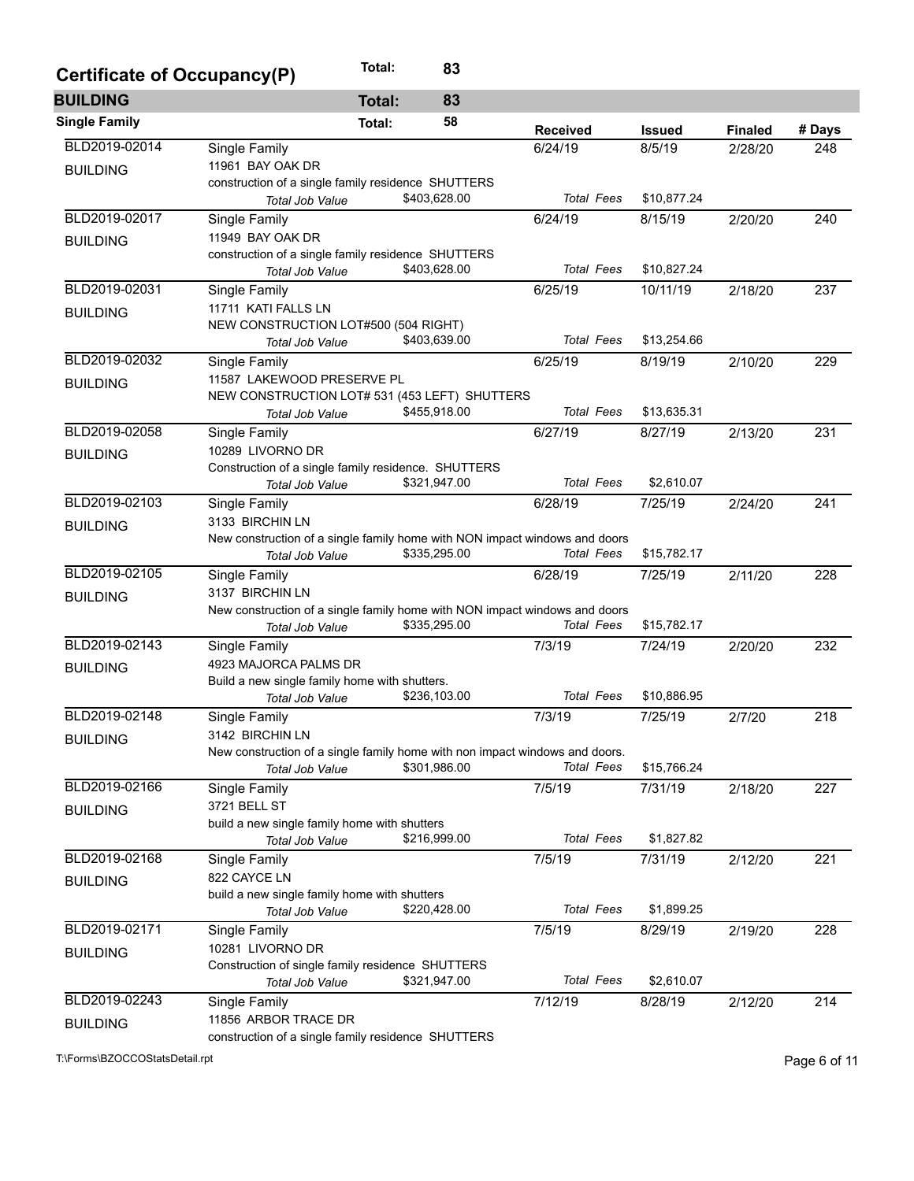## Certificate of Occupancy(P) Total: 83

### BUILDING Total: 83

#### Single Family Total: 58

| Permit | Type / Address / Description | Received | Issued | Finaled | # Days |
|---|---|---|---|---|---|
| BLD2019-02014 BUILDING | Single Family<br>11961 BAY OAK DR<br>construction of a single family residence SHUTTERS<br>*Total Job Value* $403,628.00 *Total Fees* $10,877.24 | 6/24/19 | 8/5/19 | 2/28/20 | 248 |
| BLD2019-02017 BUILDING | Single Family<br>11949 BAY OAK DR<br>construction of a single family residence SHUTTERS<br>*Total Job Value* $403,628.00 *Total Fees* $10,827.24 | 6/24/19 | 8/15/19 | 2/20/20 | 240 |
| BLD2019-02031 BUILDING | Single Family<br>11711 KATI FALLS LN<br>NEW CONSTRUCTION LOT#500 (504 RIGHT)<br>*Total Job Value* $403,639.00 *Total Fees* $13,254.66 | 6/25/19 | 10/11/19 | 2/18/20 | 237 |
| BLD2019-02032 BUILDING | Single Family<br>11587 LAKEWOOD PRESERVE PL<br>NEW CONSTRUCTION LOT# 531 (453 LEFT) SHUTTERS<br>*Total Job Value* $455,918.00 *Total Fees* $13,635.31 | 6/25/19 | 8/19/19 | 2/10/20 | 229 |
| BLD2019-02058 BUILDING | Single Family<br>10289 LIVORNO DR<br>Construction of a single family residence. SHUTTERS<br>*Total Job Value* $321,947.00 *Total Fees* $2,610.07 | 6/27/19 | 8/27/19 | 2/13/20 | 231 |
| BLD2019-02103 BUILDING | Single Family<br>3133 BIRCHIN LN<br>New construction of a single family home with NON impact windows and doors<br>*Total Job Value* $335,295.00 *Total Fees* $15,782.17 | 6/28/19 | 7/25/19 | 2/24/20 | 241 |
| BLD2019-02105 BUILDING | Single Family<br>3137 BIRCHIN LN<br>New construction of a single family home with NON impact windows and doors<br>*Total Job Value* $335,295.00 *Total Fees* $15,782.17 | 6/28/19 | 7/25/19 | 2/11/20 | 228 |
| BLD2019-02143 BUILDING | Single Family<br>4923 MAJORCA PALMS DR<br>Build a new single family home with shutters.<br>*Total Job Value* $236,103.00 *Total Fees* $10,886.95 | 7/3/19 | 7/24/19 | 2/20/20 | 232 |
| BLD2019-02148 BUILDING | Single Family<br>3142 BIRCHIN LN<br>New construction of a single family home with non impact windows and doors.<br>*Total Job Value* $301,986.00 *Total Fees* $15,766.24 | 7/3/19 | 7/25/19 | 2/7/20 | 218 |
| BLD2019-02166 BUILDING | Single Family<br>3721 BELL ST<br>build a new single family home with shutters<br>*Total Job Value* $216,999.00 *Total Fees* $1,827.82 | 7/5/19 | 7/31/19 | 2/18/20 | 227 |
| BLD2019-02168 BUILDING | Single Family<br>822 CAYCE LN<br>build a new single family home with shutters<br>*Total Job Value* $220,428.00 *Total Fees* $1,899.25 | 7/5/19 | 7/31/19 | 2/12/20 | 221 |
| BLD2019-02171 BUILDING | Single Family<br>10281 LIVORNO DR<br>Construction of single family residence SHUTTERS<br>*Total Job Value* $321,947.00 *Total Fees* $2,610.07 | 7/5/19 | 8/29/19 | 2/19/20 | 228 |
| BLD2019-02243 BUILDING | Single Family<br>11856 ARBOR TRACE DR<br>construction of a single family residence SHUTTERS | 7/12/19 | 8/28/19 | 2/12/20 | 214 |

T:\Forms\BZOCCOStatsDetail.rpt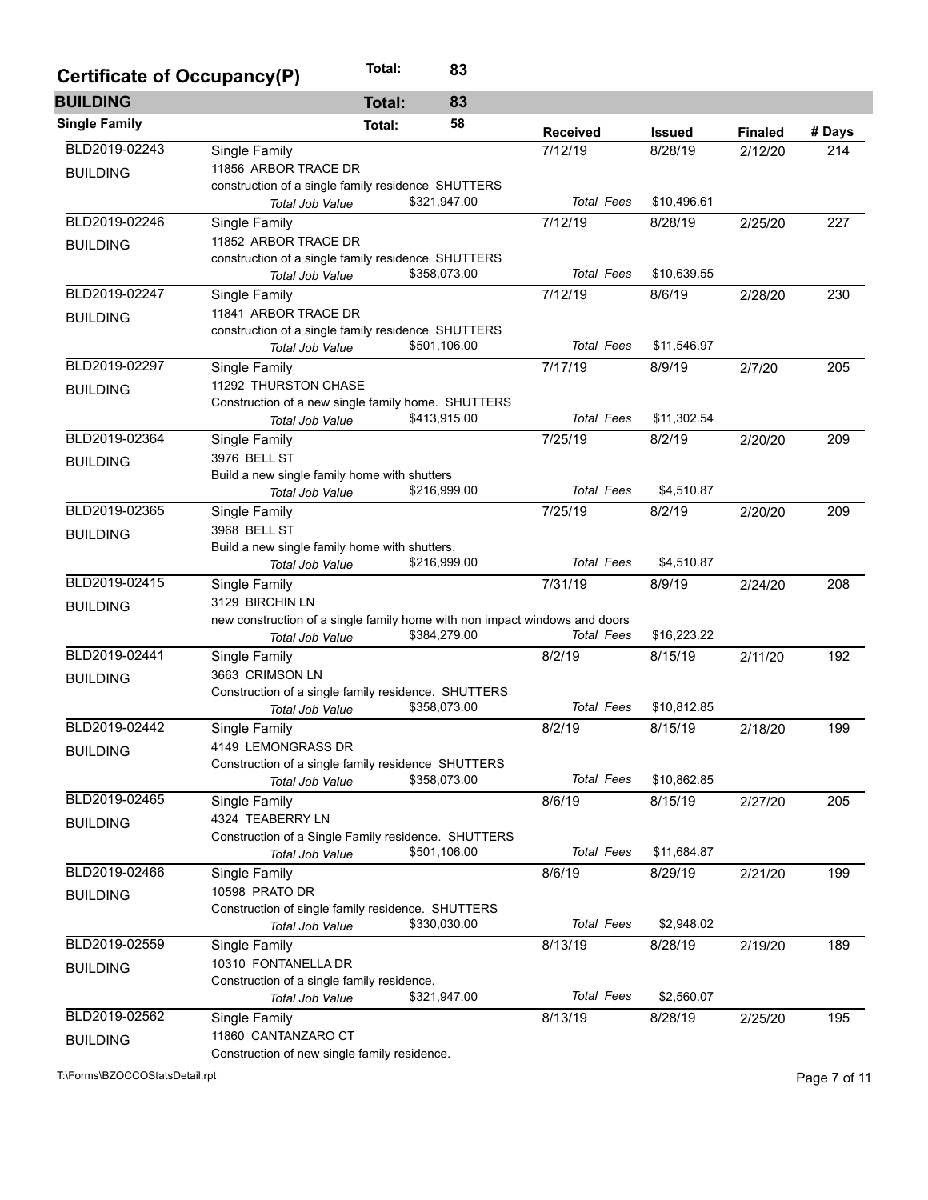## Certificate of Occupancy(P) — Total: 83

### BUILDING — Total: 83

#### Single Family — Total: 58

| Permit | Type / Address / Description | Received | Issued | Finaled | # Days |
|---|---|---|---|---|---|
| BLD2019-02243 BUILDING | Single Family<br>11856 ARBOR TRACE DR<br>construction of a single family residence SHUTTERS<br>*Total Job Value* $321,947.00 — *Total Fees* $10,496.61 | 7/12/19 | 8/28/19 | 2/12/20 | 214 |
| BLD2019-02246 BUILDING | Single Family<br>11852 ARBOR TRACE DR<br>construction of a single family residence SHUTTERS<br>*Total Job Value* $358,073.00 — *Total Fees* $10,639.55 | 7/12/19 | 8/28/19 | 2/25/20 | 227 |
| BLD2019-02247 BUILDING | Single Family<br>11841 ARBOR TRACE DR<br>construction of a single family residence SHUTTERS<br>*Total Job Value* $501,106.00 — *Total Fees* $11,546.97 | 7/12/19 | 8/6/19 | 2/28/20 | 230 |
| BLD2019-02297 BUILDING | Single Family<br>11292 THURSTON CHASE<br>Construction of a new single family home. SHUTTERS<br>*Total Job Value* $413,915.00 — *Total Fees* $11,302.54 | 7/17/19 | 8/9/19 | 2/7/20 | 205 |
| BLD2019-02364 BUILDING | Single Family<br>3976 BELL ST<br>Build a new single family home with shutters<br>*Total Job Value* $216,999.00 — *Total Fees* $4,510.87 | 7/25/19 | 8/2/19 | 2/20/20 | 209 |
| BLD2019-02365 BUILDING | Single Family<br>3968 BELL ST<br>Build a new single family home with shutters.<br>*Total Job Value* $216,999.00 — *Total Fees* $4,510.87 | 7/25/19 | 8/2/19 | 2/20/20 | 209 |
| BLD2019-02415 BUILDING | Single Family<br>3129 BIRCHIN LN<br>new construction of a single family home with non impact windows and doors<br>*Total Job Value* $384,279.00 — *Total Fees* $16,223.22 | 7/31/19 | 8/9/19 | 2/24/20 | 208 |
| BLD2019-02441 BUILDING | Single Family<br>3663 CRIMSON LN<br>Construction of a single family residence. SHUTTERS<br>*Total Job Value* $358,073.00 — *Total Fees* $10,812.85 | 8/2/19 | 8/15/19 | 2/11/20 | 192 |
| BLD2019-02442 BUILDING | Single Family<br>4149 LEMONGRASS DR<br>Construction of a single family residence SHUTTERS<br>*Total Job Value* $358,073.00 — *Total Fees* $10,862.85 | 8/2/19 | 8/15/19 | 2/18/20 | 199 |
| BLD2019-02465 BUILDING | Single Family<br>4324 TEABERRY LN<br>Construction of a Single Family residence. SHUTTERS<br>*Total Job Value* $501,106.00 — *Total Fees* $11,684.87 | 8/6/19 | 8/15/19 | 2/27/20 | 205 |
| BLD2019-02466 BUILDING | Single Family<br>10598 PRATO DR<br>Construction of single family residence. SHUTTERS<br>*Total Job Value* $330,030.00 — *Total Fees* $2,948.02 | 8/6/19 | 8/29/19 | 2/21/20 | 199 |
| BLD2019-02559 BUILDING | Single Family<br>10310 FONTANELLA DR<br>Construction of a single family residence.<br>*Total Job Value* $321,947.00 — *Total Fees* $2,560.07 | 8/13/19 | 8/28/19 | 2/19/20 | 189 |
| BLD2019-02562 BUILDING | Single Family<br>11860 CANTANZARO CT<br>Construction of new single family residence. | 8/13/19 | 8/28/19 | 2/25/20 | 195 |

T:\Forms\BZOCCOStatsDetail.rpt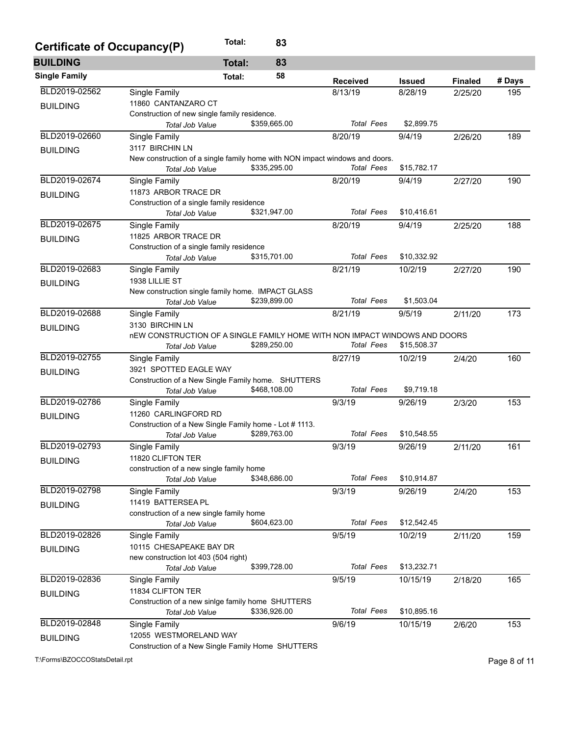## Certificate of Occupancy(P) Total: 83

### BUILDING Total: 83

#### Single Family Total: 58

| Permit | Type / Address / Description | Received | Issued | Finaled | # Days |
|---|---|---|---|---|---|
| BLD2019-02562 BUILDING | Single Family<br>11860 CANTANZARO CT<br>Construction of new single family residence.<br>*Total Job Value* $359,665.00 *Total Fees* $2,899.75 | 8/13/19 | 8/28/19 | 2/25/20 | 195 |
| BLD2019-02660 BUILDING | Single Family<br>3117 BIRCHIN LN<br>New construction of a single family home with NON impact windows and doors.<br>*Total Job Value* $335,295.00 *Total Fees* $15,782.17 | 8/20/19 | 9/4/19 | 2/26/20 | 189 |
| BLD2019-02674 BUILDING | Single Family<br>11873 ARBOR TRACE DR<br>Construction of a single family residence<br>*Total Job Value* $321,947.00 *Total Fees* $10,416.61 | 8/20/19 | 9/4/19 | 2/27/20 | 190 |
| BLD2019-02675 BUILDING | Single Family<br>11825 ARBOR TRACE DR<br>Construction of a single family residence<br>*Total Job Value* $315,701.00 *Total Fees* $10,332.92 | 8/20/19 | 9/4/19 | 2/25/20 | 188 |
| BLD2019-02683 BUILDING | Single Family<br>1938 LILLIE ST<br>New construction single family home. IMPACT GLASS<br>*Total Job Value* $239,899.00 *Total Fees* $1,503.04 | 8/21/19 | 10/2/19 | 2/27/20 | 190 |
| BLD2019-02688 BUILDING | Single Family<br>3130 BIRCHIN LN<br>nEW CONSTRUCTION OF A SINGLE FAMILY HOME WITH NON IMPACT WINDOWS AND DOORS<br>*Total Job Value* $289,250.00 *Total Fees* $15,508.37 | 8/21/19 | 9/5/19 | 2/11/20 | 173 |
| BLD2019-02755 BUILDING | Single Family<br>3921 SPOTTED EAGLE WAY<br>Construction of a New Single Family home. SHUTTERS<br>*Total Job Value* $468,108.00 *Total Fees* $9,719.18 | 8/27/19 | 10/2/19 | 2/4/20 | 160 |
| BLD2019-02786 BUILDING | Single Family<br>11260 CARLINGFORD RD<br>Construction of a New Single Family home - Lot # 1113.<br>*Total Job Value* $289,763.00 *Total Fees* $10,548.55 | 9/3/19 | 9/26/19 | 2/3/20 | 153 |
| BLD2019-02793 BUILDING | Single Family<br>11820 CLIFTON TER<br>construction of a new single family home<br>*Total Job Value* $348,686.00 *Total Fees* $10,914.87 | 9/3/19 | 9/26/19 | 2/11/20 | 161 |
| BLD2019-02798 BUILDING | Single Family<br>11419 BATTERSEA PL<br>construction of a new single family home<br>*Total Job Value* $604,623.00 *Total Fees* $12,542.45 | 9/3/19 | 9/26/19 | 2/4/20 | 153 |
| BLD2019-02826 BUILDING | Single Family<br>10115 CHESAPEAKE BAY DR<br>new construction lot 403 (504 right)<br>*Total Job Value* $399,728.00 *Total Fees* $13,232.71 | 9/5/19 | 10/2/19 | 2/11/20 | 159 |
| BLD2019-02836 BUILDING | Single Family<br>11834 CLIFTON TER<br>Construction of a new sinlge family home SHUTTERS<br>*Total Job Value* $336,926.00 *Total Fees* $10,895.16 | 9/5/19 | 10/15/19 | 2/18/20 | 165 |
| BLD2019-02848 BUILDING | Single Family<br>12055 WESTMORELAND WAY<br>Construction of a New Single Family Home SHUTTERS | 9/6/19 | 10/15/19 | 2/6/20 | 153 |

T:\Forms\BZOCCOStatsDetail.rpt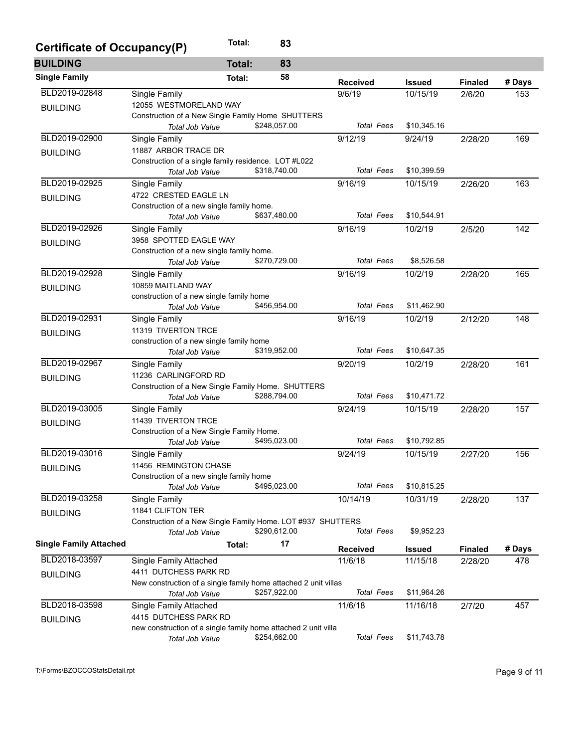## Certificate of Occupancy(P) Total: 83

### BUILDING Total: 83

#### Single Family Total: 58

| Permit | Type / Address / Description | | Received | Issued | Finaled | # Days |
|---|---|---|---|---|---|---|
| BLD2019-02848 | Single Family | | 9/6/19 | 10/15/19 | 2/6/20 | 153 |
| BUILDING | 12055 WESTMORELAND WAY | | | | | |
| | Construction of a New Single Family Home SHUTTERS | | | | | |
| | *Total Job Value* | $248,057.00 | *Total Fees* | $10,345.16 | | |
| BLD2019-02900 | Single Family | | 9/12/19 | 9/24/19 | 2/28/20 | 169 |
| BUILDING | 11887 ARBOR TRACE DR | | | | | |
| | Construction of a single family residence. LOT #L022 | | | | | |
| | *Total Job Value* | $318,740.00 | *Total Fees* | $10,399.59 | | |
| BLD2019-02925 | Single Family | | 9/16/19 | 10/15/19 | 2/26/20 | 163 |
| BUILDING | 4722 CRESTED EAGLE LN | | | | | |
| | Construction of a new single family home. | | | | | |
| | *Total Job Value* | $637,480.00 | *Total Fees* | $10,544.91 | | |
| BLD2019-02926 | Single Family | | 9/16/19 | 10/2/19 | 2/5/20 | 142 |
| BUILDING | 3958 SPOTTED EAGLE WAY | | | | | |
| | Construction of a new single family home. | | | | | |
| | *Total Job Value* | $270,729.00 | *Total Fees* | $8,526.58 | | |
| BLD2019-02928 | Single Family | | 9/16/19 | 10/2/19 | 2/28/20 | 165 |
| BUILDING | 10859 MAITLAND WAY | | | | | |
| | construction of a new single family home | | | | | |
| | *Total Job Value* | $456,954.00 | *Total Fees* | $11,462.90 | | |
| BLD2019-02931 | Single Family | | 9/16/19 | 10/2/19 | 2/12/20 | 148 |
| BUILDING | 11319 TIVERTON TRCE | | | | | |
| | construction of a new single family home | | | | | |
| | *Total Job Value* | $319,952.00 | *Total Fees* | $10,647.35 | | |
| BLD2019-02967 | Single Family | | 9/20/19 | 10/2/19 | 2/28/20 | 161 |
| BUILDING | 11236 CARLINGFORD RD | | | | | |
| | Construction of a New Single Family Home. SHUTTERS | | | | | |
| | *Total Job Value* | $288,794.00 | *Total Fees* | $10,471.72 | | |
| BLD2019-03005 | Single Family | | 9/24/19 | 10/15/19 | 2/28/20 | 157 |
| BUILDING | 11439 TIVERTON TRCE | | | | | |
| | Construction of a New Single Family Home. | | | | | |
| | *Total Job Value* | $495,023.00 | *Total Fees* | $10,792.85 | | |
| BLD2019-03016 | Single Family | | 9/24/19 | 10/15/19 | 2/27/20 | 156 |
| BUILDING | 11456 REMINGTON CHASE | | | | | |
| | Construction of a new single family home | | | | | |
| | *Total Job Value* | $495,023.00 | *Total Fees* | $10,815.25 | | |
| BLD2019-03258 | Single Family | | 10/14/19 | 10/31/19 | 2/28/20 | 137 |
| BUILDING | 11841 CLIFTON TER | | | | | |
| | Construction of a New Single Family Home. LOT #937 SHUTTERS | | | | | |
| | *Total Job Value* | $290,612.00 | *Total Fees* | $9,952.23 | | |

#### Single Family Attached Total: 17

| Permit | Type / Address / Description | | Received | Issued | Finaled | # Days |
|---|---|---|---|---|---|---|
| BLD2018-03597 | Single Family Attached | | 11/6/18 | 11/15/18 | 2/28/20 | 478 |
| BUILDING | 4411 DUTCHESS PARK RD | | | | | |
| | New construction of a single family home attached 2 unit villas | | | | | |
| | *Total Job Value* | $257,922.00 | *Total Fees* | $11,964.26 | | |
| BLD2018-03598 | Single Family Attached | | 11/6/18 | 11/16/18 | 2/7/20 | 457 |
| BUILDING | 4415 DUTCHESS PARK RD | | | | | |
| | new construction of a single family home attached 2 unit villa | | | | | |
| | *Total Job Value* | $254,662.00 | *Total Fees* | $11,743.78 | | |

T:\Forms\BZOCCOStatsDetail.rpt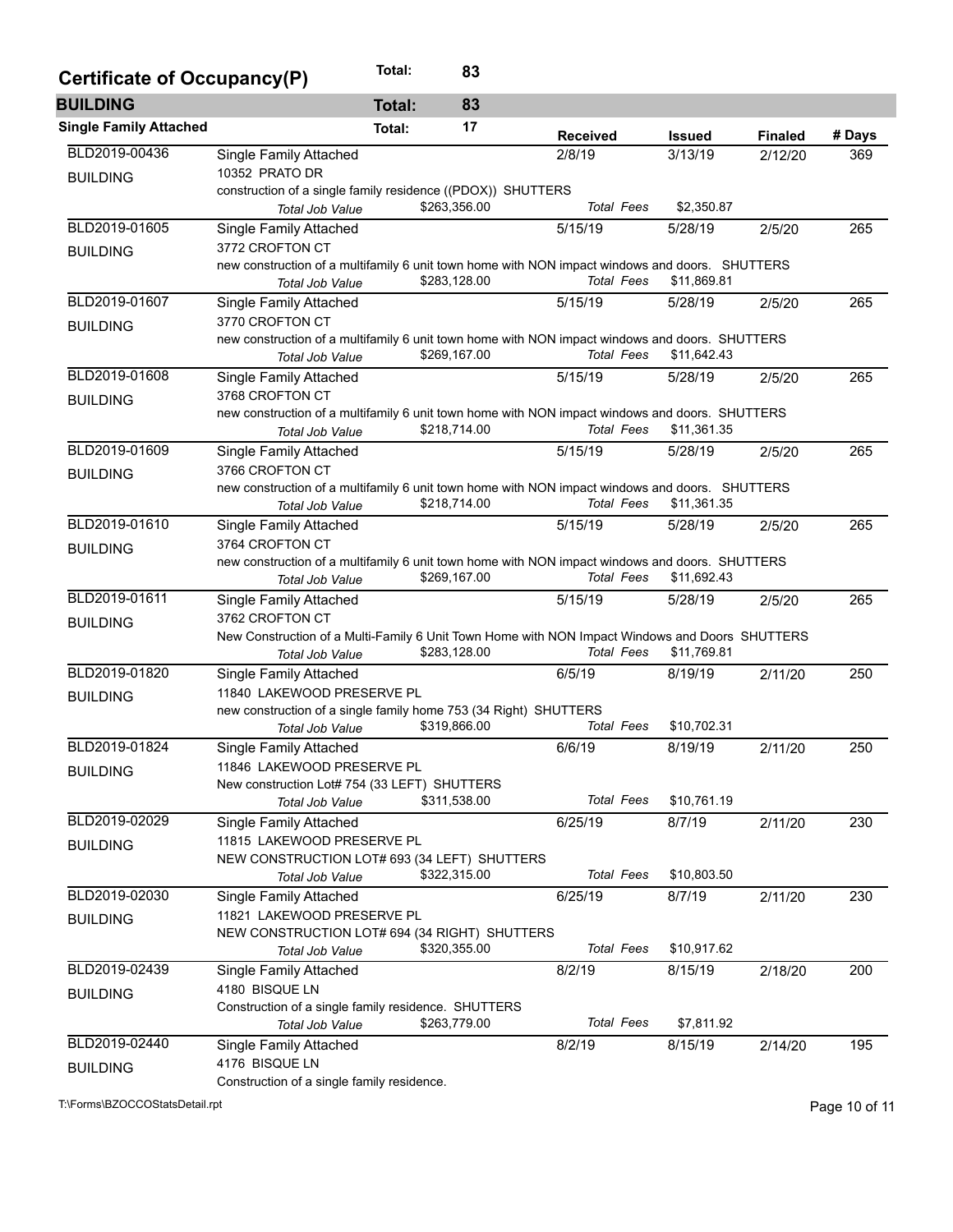## Certificate of Occupancy(P) — Total: 83

### BUILDING — Total: 83

#### Single Family Attached — Total: 17

| Permit | Type / Address / Description | Received | Issued | Finaled | # Days |
|---|---|---|---|---|---|
| BLD2019-00436 BUILDING | Single Family Attached<br>10352 PRATO DR<br>construction of a single family residence ((PDOX)) SHUTTERS<br>*Total Job Value* $263,356.00 *Total Fees* $2,350.87 | 2/8/19 | 3/13/19 | 2/12/20 | 369 |
| BLD2019-01605 BUILDING | Single Family Attached<br>3772 CROFTON CT<br>new construction of a multifamily 6 unit town home with NON impact windows and doors. SHUTTERS<br>*Total Job Value* $283,128.00 *Total Fees* $11,869.81 | 5/15/19 | 5/28/19 | 2/5/20 | 265 |
| BLD2019-01607 BUILDING | Single Family Attached<br>3770 CROFTON CT<br>new construction of a multifamily 6 unit town home with NON impact windows and doors. SHUTTERS<br>*Total Job Value* $269,167.00 *Total Fees* $11,642.43 | 5/15/19 | 5/28/19 | 2/5/20 | 265 |
| BLD2019-01608 BUILDING | Single Family Attached<br>3768 CROFTON CT<br>new construction of a multifamily 6 unit town home with NON impact windows and doors. SHUTTERS<br>*Total Job Value* $218,714.00 *Total Fees* $11,361.35 | 5/15/19 | 5/28/19 | 2/5/20 | 265 |
| BLD2019-01609 BUILDING | Single Family Attached<br>3766 CROFTON CT<br>new construction of a multifamily 6 unit town home with NON impact windows and doors. SHUTTERS<br>*Total Job Value* $218,714.00 *Total Fees* $11,361.35 | 5/15/19 | 5/28/19 | 2/5/20 | 265 |
| BLD2019-01610 BUILDING | Single Family Attached<br>3764 CROFTON CT<br>new construction of a multifamily 6 unit town home with NON impact windows and doors. SHUTTERS<br>*Total Job Value* $269,167.00 *Total Fees* $11,692.43 | 5/15/19 | 5/28/19 | 2/5/20 | 265 |
| BLD2019-01611 BUILDING | Single Family Attached<br>3762 CROFTON CT<br>New Construction of a Multi-Family 6 Unit Town Home with NON Impact Windows and Doors SHUTTERS<br>*Total Job Value* $283,128.00 *Total Fees* $11,769.81 | 5/15/19 | 5/28/19 | 2/5/20 | 265 |
| BLD2019-01820 BUILDING | Single Family Attached<br>11840 LAKEWOOD PRESERVE PL<br>new construction of a single family home 753 (34 Right) SHUTTERS<br>*Total Job Value* $319,866.00 *Total Fees* $10,702.31 | 6/5/19 | 8/19/19 | 2/11/20 | 250 |
| BLD2019-01824 BUILDING | Single Family Attached<br>11846 LAKEWOOD PRESERVE PL<br>New construction Lot# 754 (33 LEFT) SHUTTERS<br>*Total Job Value* $311,538.00 *Total Fees* $10,761.19 | 6/6/19 | 8/19/19 | 2/11/20 | 250 |
| BLD2019-02029 BUILDING | Single Family Attached<br>11815 LAKEWOOD PRESERVE PL<br>NEW CONSTRUCTION LOT# 693 (34 LEFT) SHUTTERS<br>*Total Job Value* $322,315.00 *Total Fees* $10,803.50 | 6/25/19 | 8/7/19 | 2/11/20 | 230 |
| BLD2019-02030 BUILDING | Single Family Attached<br>11821 LAKEWOOD PRESERVE PL<br>NEW CONSTRUCTION LOT# 694 (34 RIGHT) SHUTTERS<br>*Total Job Value* $320,355.00 *Total Fees* $10,917.62 | 6/25/19 | 8/7/19 | 2/11/20 | 230 |
| BLD2019-02439 BUILDING | Single Family Attached<br>4180 BISQUE LN<br>Construction of a single family residence. SHUTTERS<br>*Total Job Value* $263,779.00 *Total Fees* $7,811.92 | 8/2/19 | 8/15/19 | 2/18/20 | 200 |
| BLD2019-02440 BUILDING | Single Family Attached<br>4176 BISQUE LN<br>Construction of a single family residence. | 8/2/19 | 8/15/19 | 2/14/20 | 195 |

T:\Forms\BZOCCOStatsDetail.rpt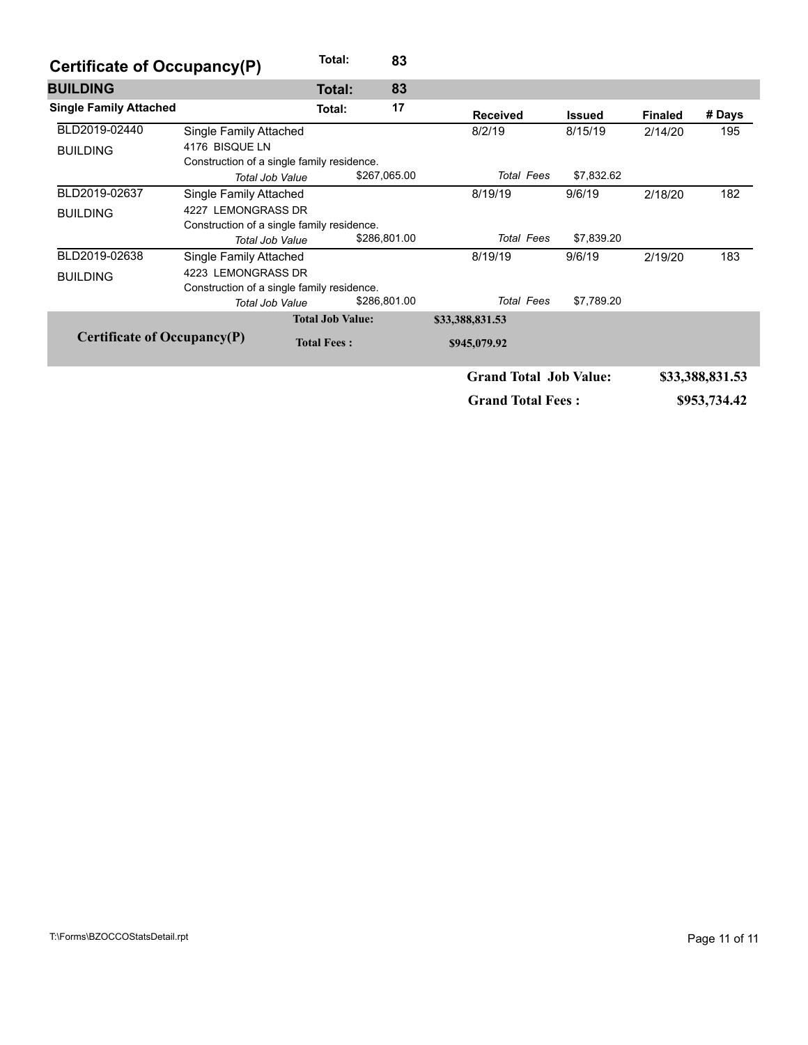## Certificate of Occupancy(P) — Total: 83

### BUILDING — Total: 83

#### Single Family Attached — Total: 17

| Permit | Description | | Received | Issued | Finaled | # Days |
|---|---|---|---|---|---|---|
| BLD2019-02440 | Single Family Attached | | 8/2/19 | 8/15/19 | 2/14/20 | 195 |
| BUILDING | 4176 BISQUE LN | | | | | |
| | Construction of a single family residence. | | | | | |
| | Total Job Value | $267,065.00 | Total Fees | $7,832.62 | | |
| BLD2019-02637 | Single Family Attached | | 8/19/19 | 9/6/19 | 2/18/20 | 182 |
| BUILDING | 4227 LEMONGRASS DR | | | | | |
| | Construction of a single family residence. | | | | | |
| | Total Job Value | $286,801.00 | Total Fees | $7,839.20 | | |
| BLD2019-02638 | Single Family Attached | | 8/19/19 | 9/6/19 | 2/19/20 | 183 |
| BUILDING | 4223 LEMONGRASS DR | | | | | |
| | Construction of a single family residence. | | | | | |
| | Total Job Value | $286,801.00 | Total Fees | $7,789.20 | | |

**Certificate of Occupancy(P)**

**Total Job Value:** $33,388,831.53

**Total Fees :** $945,079.92

**Grand Total Job Value:** $33,388,831.53

**Grand Total Fees :** $953,734.42

T:\Forms\BZOCCOStatsDetail.rpt